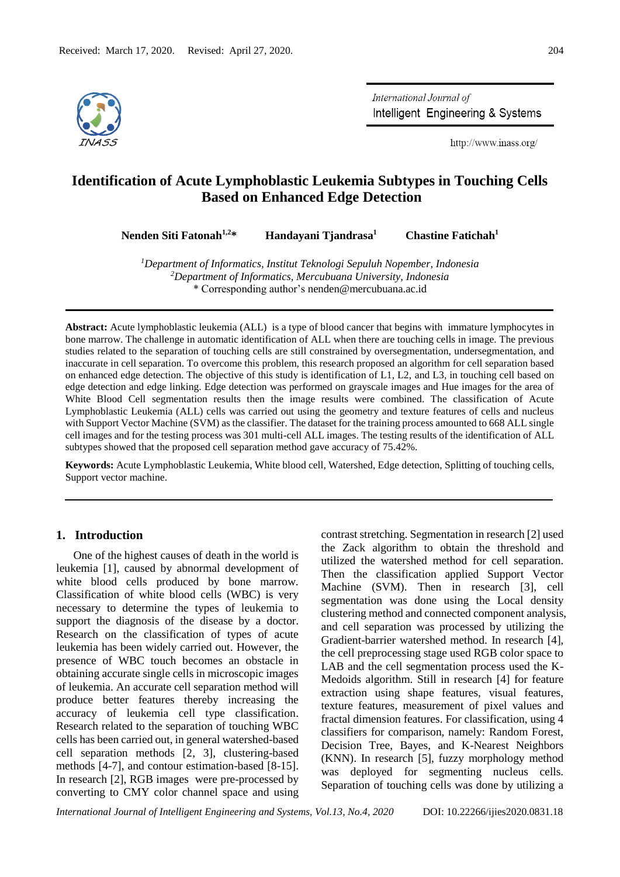Received: March 17, 2020. Revised: April 27, 2020.

# Identification of Acute Lymphoblastic Leukemia Subtypes in Touching Cells Based on Enhanced Edge Detection

**Nenden Siti Fatonah[1,2]*** **Handayani Tjandrasa[1]** **Chastine Fatichah[1]**

[1]*Department of Informatics, Institut Teknologi Sepuluh Nopember, Indonesia*
[2]*Department of Informatics, Mercubuana University, Indonesia*
\* Corresponding author's nenden@mercubuana.ac.id

**Abstract:** Acute lymphoblastic leukemia (ALL) is a type of blood cancer that begins with immature lymphocytes in bone marrow. The challenge in automatic identification of ALL when there are touching cells in image. The previous studies related to the separation of touching cells are still constrained by oversegmentation, undersegmentation, and inaccurate in cell separation. To overcome this problem, this research proposed an algorithm for cell separation based on enhanced edge detection. The objective of this study is identification of L1, L2, and L3, in touching cell based on edge detection and edge linking. Edge detection was performed on grayscale images and Hue images for the area of White Blood Cell segmentation results then the image results were combined. The classification of Acute Lymphoblastic Leukemia (ALL) cells was carried out using the geometry and texture features of cells and nucleus with Support Vector Machine (SVM) as the classifier. The dataset for the training process amounted to 668 ALL single cell images and for the testing process was 301 multi-cell ALL images. The testing results of the identification of ALL subtypes showed that the proposed cell separation method gave accuracy of 75.42%.

**Keywords:** Acute Lymphoblastic Leukemia, White blood cell, Watershed, Edge detection, Splitting of touching cells, Support vector machine.

## 1. Introduction

One of the highest causes of death in the world is leukemia [1], caused by abnormal development of white blood cells produced by bone marrow. Classification of white blood cells (WBC) is very necessary to determine the types of leukemia to support the diagnosis of the disease by a doctor. Research on the classification of types of acute leukemia has been widely carried out. However, the presence of WBC touch becomes an obstacle in obtaining accurate single cells in microscopic images of leukemia. An accurate cell separation method will produce better features thereby increasing the accuracy of leukemia cell type classification. Research related to the separation of touching WBC cells has been carried out, in general watershed-based cell separation methods [2, 3], clustering-based methods [4-7], and contour estimation-based [8-15]. In research [2], RGB images were pre-processed by converting to CMY color channel space and using contrast stretching. Segmentation in research [2] used the Zack algorithm to obtain the threshold and utilized the watershed method for cell separation. Then the classification applied Support Vector Machine (SVM). Then in research [3], cell segmentation was done using the Local density clustering method and connected component analysis, and cell separation was processed by utilizing the Gradient-barrier watershed method. In research [4], the cell preprocessing stage used RGB color space to LAB and the cell segmentation process used the K-Medoids algorithm. Still in research [4] for feature extraction using shape features, visual features, texture features, measurement of pixel values and fractal dimension features. For classification, using 4 classifiers for comparison, namely: Random Forest, Decision Tree, Bayes, and K-Nearest Neighbors (KNN). In research [5], fuzzy morphology method was deployed for segmenting nucleus cells. Separation of touching cells was done by utilizing a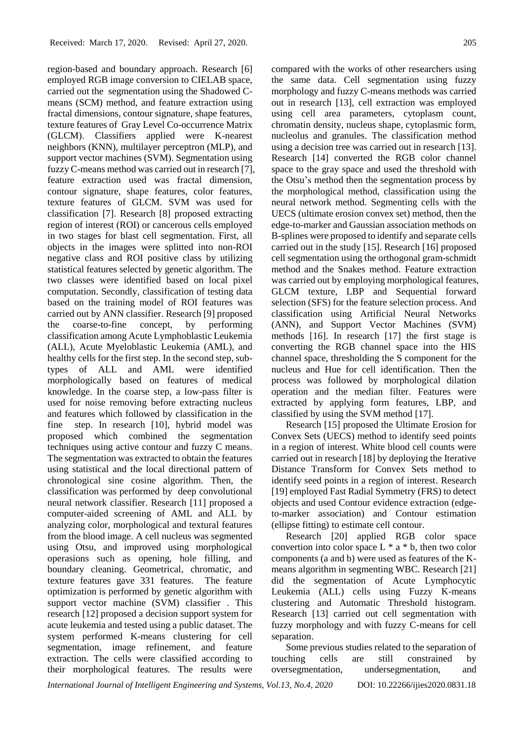region-based and boundary approach. Research [6] employed RGB image conversion to CIELAB space, carried out the segmentation using the Shadowed C-means (SCM) method, and feature extraction using fractal dimensions, contour signature, shape features, texture features of Gray Level Co-occurrence Matrix (GLCM). Classifiers applied were K-nearest neighbors (KNN), multilayer perceptron (MLP), and support vector machines (SVM). Segmentation using fuzzy C-means method was carried out in research [7], feature extraction used was fractal dimension, contour signature, shape features, color features, texture features of GLCM. SVM was used for classification [7]. Research [8] proposed extracting region of interest (ROI) or cancerous cells employed in two stages for blast cell segmentation. First, all objects in the images were splitted into non-ROI negative class and ROI positive class by utilizing statistical features selected by genetic algorithm. The two classes were identified based on local pixel computation. Secondly, classification of testing data based on the training model of ROI features was carried out by ANN classifier. Research [9] proposed the coarse-to-fine concept, by performing classification among Acute Lymphoblastic Leukemia (ALL), Acute Myeloblastic Leukemia (AML), and healthy cells for the first step. In the second step, sub-types of ALL and AML were identified morphologically based on features of medical knowledge. In the coarse step, a low-pass filter is used for noise removing before extracting nucleus and features which followed by classification in the fine step. In research [10], hybrid model was proposed which combined the segmentation techniques using active contour and fuzzy C means. The segmentation was extracted to obtain the features using statistical and the local directional pattern of chronological sine cosine algorithm. Then, the classification was performed by deep convolutional neural network classifier. Research [11] proposed a computer-aided screening of AML and ALL by analyzing color, morphological and textural features from the blood image. A cell nucleus was segmented using Otsu, and improved using morphological operasions such as opening, hole filling, and boundary cleaning. Geometrical, chromatic, and texture features gave 331 features. The feature optimization is performed by genetic algorithm with support vector machine (SVM) classifier . This research [12] proposed a decision support system for acute leukemia and tested using a public dataset. The system performed K-means clustering for cell segmentation, image refinement, and feature extraction. The cells were classified according to their morphological features. The results were compared with the works of other researchers using the same data. Cell segmentation using fuzzy morphology and fuzzy C-means methods was carried out in research [13], cell extraction was employed using cell area parameters, cytoplasm count, chromatin density, nucleus shape, cytoplasmic form, nucleolus and granules. The classification method using a decision tree was carried out in research [13]. Research [14] converted the RGB color channel space to the gray space and used the threshold with the Otsu's method then the segmentation process by the morphological method, classification using the neural network method. Segmenting cells with the UECS (ultimate erosion convex set) method, then the edge-to-marker and Gaussian association methods on B-splines were proposed to identify and separate cells carried out in the study [15]. Research [16] proposed cell segmentation using the orthogonal gram-schmidt method and the Snakes method. Feature extraction was carried out by employing morphological features, GLCM texture, LBP and Sequential forward selection (SFS) for the feature selection process. And classification using Artificial Neural Networks (ANN), and Support Vector Machines (SVM) methods [16]. In research [17] the first stage is converting the RGB channel space into the HIS channel space, thresholding the S component for the nucleus and Hue for cell identification. Then the process was followed by morphological dilation operation and the median filter. Features were extracted by applying form features, LBP, and classified by using the SVM method [17].

Research [15] proposed the Ultimate Erosion for Convex Sets (UECS) method to identify seed points in a region of interest. White blood cell counts were carried out in research [18] by deploying the Iterative Distance Transform for Convex Sets method to identify seed points in a region of interest. Research [19] employed Fast Radial Symmetry (FRS) to detect objects and used Contour evidence extraction (edge-to-marker association) and Contour estimation (ellipse fitting) to estimate cell contour.

Research [20] applied RGB color space convertion into color space L * a * b, then two color components (a and b) were used as features of the K-means algorithm in segmenting WBC. Research [21] did the segmentation of Acute Lymphocytic Leukemia (ALL) cells using Fuzzy K-means clustering and Automatic Threshold histogram. Research [13] carried out cell segmentation with fuzzy morphology and with fuzzy C-means for cell separation.

Some previous studies related to the separation of touching cells are still constrained by oversegmentation, undersegmentation, and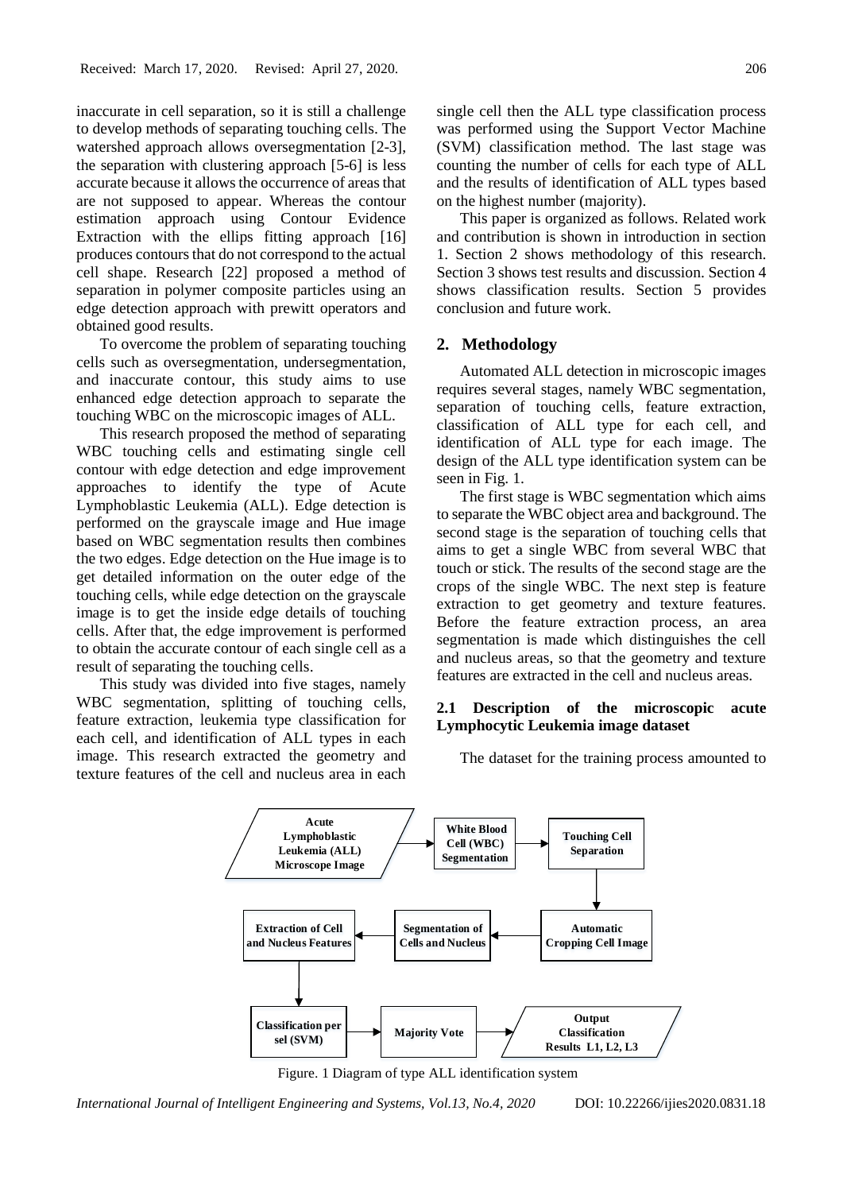inaccurate in cell separation, so it is still a challenge to develop methods of separating touching cells. The watershed approach allows oversegmentation [2-3], the separation with clustering approach [5-6] is less accurate because it allows the occurrence of areas that are not supposed to appear. Whereas the contour estimation approach using Contour Evidence Extraction with the ellips fitting approach [16] produces contours that do not correspond to the actual cell shape. Research [22] proposed a method of separation in polymer composite particles using an edge detection approach with prewitt operators and obtained good results.

To overcome the problem of separating touching cells such as oversegmentation, undersegmentation, and inaccurate contour, this study aims to use enhanced edge detection approach to separate the touching WBC on the microscopic images of ALL.

This research proposed the method of separating WBC touching cells and estimating single cell contour with edge detection and edge improvement approaches to identify the type of Acute Lymphoblastic Leukemia (ALL). Edge detection is performed on the grayscale image and Hue image based on WBC segmentation results then combines the two edges. Edge detection on the Hue image is to get detailed information on the outer edge of the touching cells, while edge detection on the grayscale image is to get the inside edge details of touching cells. After that, the edge improvement is performed to obtain the accurate contour of each single cell as a result of separating the touching cells.

This study was divided into five stages, namely WBC segmentation, splitting of touching cells, feature extraction, leukemia type classification for each cell, and identification of ALL types in each image. This research extracted the geometry and texture features of the cell and nucleus area in each single cell then the ALL type classification process was performed using the Support Vector Machine (SVM) classification method. The last stage was counting the number of cells for each type of ALL and the results of identification of ALL types based on the highest number (majority).

This paper is organized as follows. Related work and contribution is shown in introduction in section 1. Section 2 shows methodology of this research. Section 3 shows test results and discussion. Section 4 shows classification results. Section 5 provides conclusion and future work.

## 2. Methodology

Automated ALL detection in microscopic images requires several stages, namely WBC segmentation, separation of touching cells, feature extraction, classification of ALL type for each cell, and identification of ALL type for each image. The design of the ALL type identification system can be seen in Fig. 1.

The first stage is WBC segmentation which aims to separate the WBC object area and background. The second stage is the separation of touching cells that aims to get a single WBC from several WBC that touch or stick. The results of the second stage are the crops of the single WBC. The next step is feature extraction to get geometry and texture features. Before the feature extraction process, an area segmentation is made which distinguishes the cell and nucleus areas, so that the geometry and texture features are extracted in the cell and nucleus areas.

### 2.1 Description of the microscopic acute Lymphocytic Leukemia image dataset

The dataset for the training process amounted to

Acute Lymphoblastic Leukemia (ALL) Microscope Image → White Blood Cell (WBC) Segmentation → Touching Cell Separation → Automatic Cropping Cell Image → Segmentation of Cells and Nucleus → Extraction of Cell and Nucleus Features → Classification per sel (SVM) → Majority Vote → Output Classification Results L1, L2, L3

Figure. 1 Diagram of type ALL identification system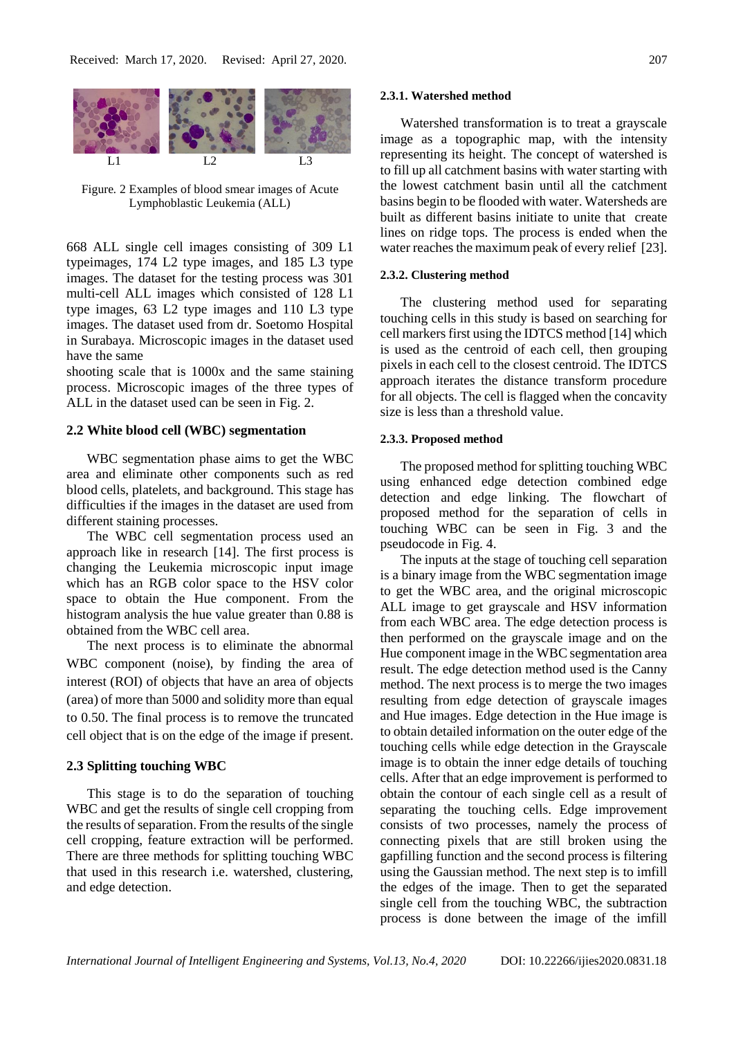Figure. 2 Examples of blood smear images of Acute Lymphoblastic Leukemia (ALL)

668 ALL single cell images consisting of 309 L1 typeimages, 174 L2 type images, and 185 L3 type images. The dataset for the testing process was 301 multi-cell ALL images which consisted of 128 L1 type images, 63 L2 type images and 110 L3 type images. The dataset used from dr. Soetomo Hospital in Surabaya. Microscopic images in the dataset used have the same

shooting scale that is 1000x and the same staining process. Microscopic images of the three types of ALL in the dataset used can be seen in Fig. 2.

### 2.2 White blood cell (WBC) segmentation

WBC segmentation phase aims to get the WBC area and eliminate other components such as red blood cells, platelets, and background. This stage has difficulties if the images in the dataset are used from different staining processes.

The WBC cell segmentation process used an approach like in research [14]. The first process is changing the Leukemia microscopic input image which has an RGB color space to the HSV color space to obtain the Hue component. From the histogram analysis the hue value greater than 0.88 is obtained from the WBC cell area.

The next process is to eliminate the abnormal WBC component (noise), by finding the area of interest (ROI) of objects that have an area of objects (area) of more than 5000 and solidity more than equal to 0.50. The final process is to remove the truncated cell object that is on the edge of the image if present.

### 2.3 Splitting touching WBC

This stage is to do the separation of touching WBC and get the results of single cell cropping from the results of separation. From the results of the single cell cropping, feature extraction will be performed. There are three methods for splitting touching WBC that used in this research i.e. watershed, clustering, and edge detection.

#### 2.3.1. Watershed method

Watershed transformation is to treat a grayscale image as a topographic map, with the intensity representing its height. The concept of watershed is to fill up all catchment basins with water starting with the lowest catchment basin until all the catchment basins begin to be flooded with water. Watersheds are built as different basins initiate to unite that create lines on ridge tops. The process is ended when the water reaches the maximum peak of every relief [23].

#### 2.3.2. Clustering method

The clustering method used for separating touching cells in this study is based on searching for cell markers first using the IDTCS method [14] which is used as the centroid of each cell, then grouping pixels in each cell to the closest centroid. The IDTCS approach iterates the distance transform procedure for all objects. The cell is flagged when the concavity size is less than a threshold value.

#### 2.3.3. Proposed method

The proposed method for splitting touching WBC using enhanced edge detection combined edge detection and edge linking. The flowchart of proposed method for the separation of cells in touching WBC can be seen in Fig. 3 and the pseudocode in Fig. 4.

The inputs at the stage of touching cell separation is a binary image from the WBC segmentation image to get the WBC area, and the original microscopic ALL image to get grayscale and HSV information from each WBC area. The edge detection process is then performed on the grayscale image and on the Hue component image in the WBC segmentation area result. The edge detection method used is the Canny method. The next process is to merge the two images resulting from edge detection of grayscale images and Hue images. Edge detection in the Hue image is to obtain detailed information on the outer edge of the touching cells while edge detection in the Grayscale image is to obtain the inner edge details of touching cells. After that an edge improvement is performed to obtain the contour of each single cell as a result of separating the touching cells. Edge improvement consists of two processes, namely the process of connecting pixels that are still broken using the gapfilling function and the second process is filtering using the Gaussian method. The next step is to imfill the edges of the image. Then to get the separated single cell from the touching WBC, the subtraction process is done between the image of the imfill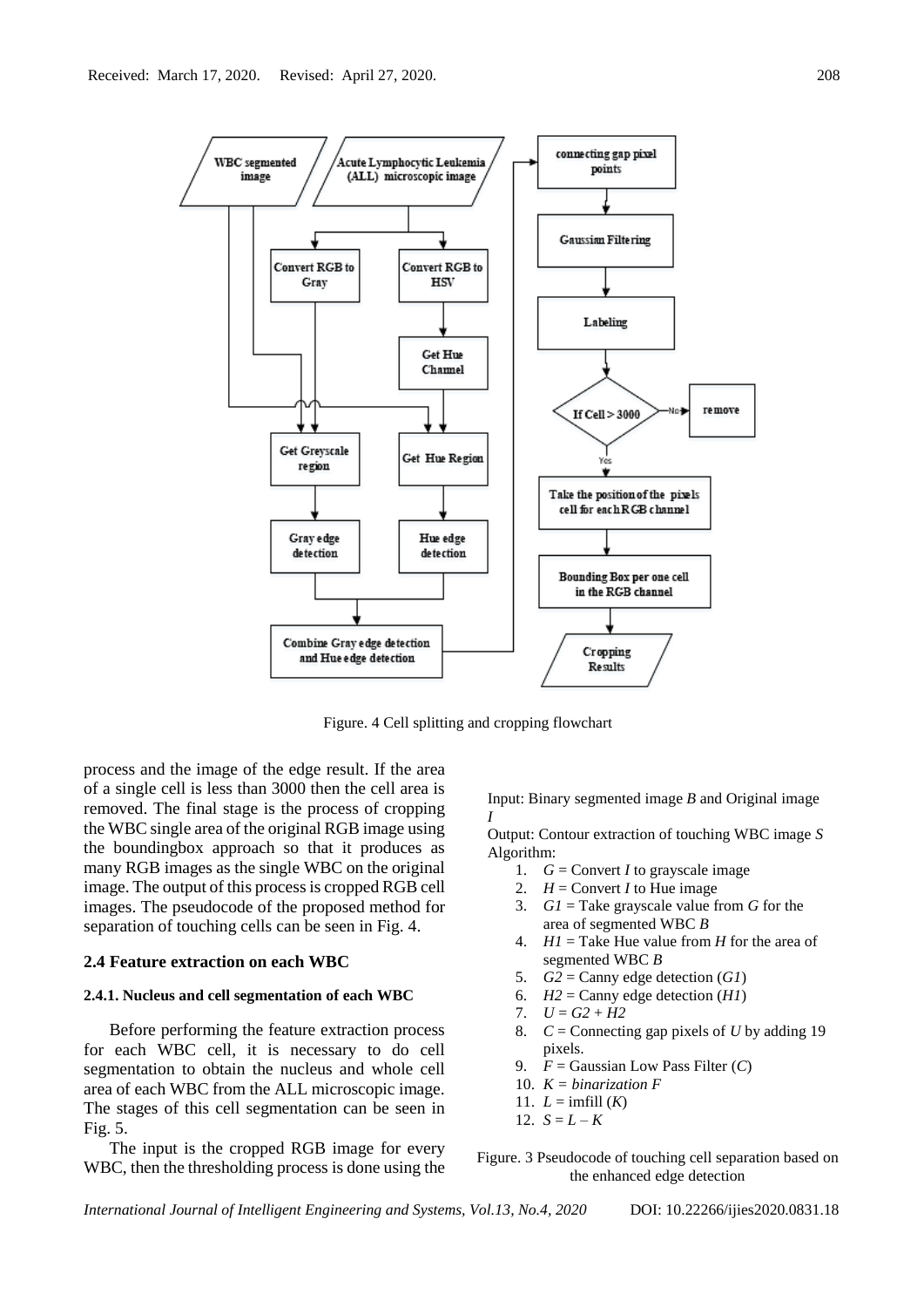Figure. 4 Cell splitting and cropping flowchart

process and the image of the edge result. If the area of a single cell is less than 3000 then the cell area is removed. The final stage is the process of cropping the WBC single area of the original RGB image using the boundingbox approach so that it produces as many RGB images as the single WBC on the original image. The output of this process is cropped RGB cell images. The pseudocode of the proposed method for separation of touching cells can be seen in Fig. 4.

### 2.4 Feature extraction on each WBC

#### 2.4.1. Nucleus and cell segmentation of each WBC

Before performing the feature extraction process for each WBC cell, it is necessary to do cell segmentation to obtain the nucleus and whole cell area of each WBC from the ALL microscopic image. The stages of this cell segmentation can be seen in Fig. 5.

The input is the cropped RGB image for every WBC, then the thresholding process is done using the

Input: Binary segmented image *B* and Original image *I*

Output: Contour extraction of touching WBC image *S*

Algorithm:

1. *G* = Convert *I* to grayscale image
2. *H* = Convert *I* to Hue image
3. *G1* = Take grayscale value from *G* for the area of segmented WBC *B*
4. *H1* = Take Hue value from *H* for the area of segmented WBC *B*
5. *G2* = Canny edge detection (*G1*)
6. *H2* = Canny edge detection (*H1*)
7. *U = G2 + H2*
8. *C* = Connecting gap pixels of *U* by adding 19 pixels.
9. *F* = Gaussian Low Pass Filter (*C*)
10. *K = binarization F*
11. *L* = imfill (*K*)
12. *S = L – K*

Figure. 3 Pseudocode of touching cell separation based on the enhanced edge detection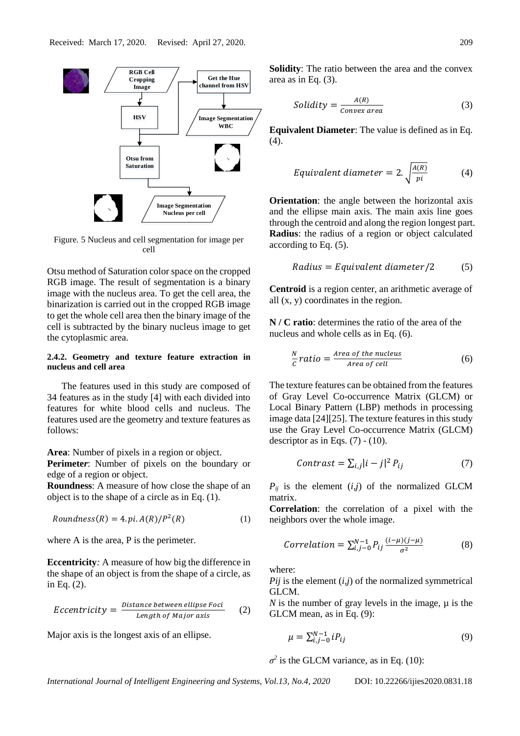Figure. 5 Nucleus and cell segmentation for image per cell

Otsu method of Saturation color space on the cropped RGB image. The result of segmentation is a binary image with the nucleus area. To get the cell area, the binarization is carried out in the cropped RGB image to get the whole cell area then the binary image of the cell is subtracted by the binary nucleus image to get the cytoplasmic area.

#### 2.4.2. Geometry and texture feature extraction in nucleus and cell area

The features used in this study are composed of 34 features as in the study [4] with each divided into features for white blood cells and nucleus. The features used are the geometry and texture features as follows:

**Area**: Number of pixels in a region or object.
**Perimeter**: Number of pixels on the boundary or edge of a region or object.
**Roundness**: A measure of how close the shape of an object is to the shape of a circle as in Eq. (1).

$$Roundness(R) = 4.pi.A(R)/P^2(R) \quad (1)$$

where A is the area, P is the perimeter.

**Eccentricity**: A measure of how big the difference in the shape of an object is from the shape of a circle, as in Eq. (2).

$$Eccentricity = \frac{Distance\ between\ ellipse\ Foci}{Length\ of\ Major\ axis} \quad (2)$$

Major axis is the longest axis of an ellipse.

**Solidity**: The ratio between the area and the convex area as in Eq. (3).

$$Solidity = \frac{A(R)}{Convex\ area} \quad (3)$$

**Equivalent Diameter**: The value is defined as in Eq. (4).

$$Equivalent\ diameter = 2.\sqrt{\frac{A(R)}{pi}} \quad (4)$$

**Orientation**: the angle between the horizontal axis and the ellipse main axis. The main axis line goes through the centroid and along the region longest part.
**Radius**: the radius of a region or object calculated according to Eq. (5).

$$Radius = Equivalent\ diameter/2 \quad (5)$$

**Centroid** is a region center, an arithmetic average of all (x, y) coordinates in the region.

**N / C ratio**: determines the ratio of the area of the nucleus and whole cells as in Eq. (6).

$$\frac{N}{C}ratio = \frac{Area\ of\ the\ nucleus}{Area\ of\ cell} \quad (6)$$

The texture features can be obtained from the features of Gray Level Co-occurrence Matrix (GLCM) or Local Binary Pattern (LBP) methods in processing image data [24][25]. The texture features in this study use the Gray Level Co-occurrence Matrix (GLCM) descriptor as in Eqs. (7) - (10).

$$Contrast = \sum_{i,j}|i-j|^2 P_{ij} \quad (7)$$

$P_{ij}$ is the element $(i,j)$ of the normalized GLCM matrix.
**Correlation**: the correlation of a pixel with the neighbors over the whole image.

$$Correlation = \sum_{i,j=0}^{N-1} P_{ij}\frac{(i-\mu)(j-\mu)}{\sigma^2} \quad (8)$$

where:
*Pij* is the element $(i,j)$ of the normalized symmetrical GLCM.
*N* is the number of gray levels in the image, μ is the GLCM mean, as in Eq. (9):

$$\mu = \sum_{i,j=0}^{N-1} iP_{ij} \quad (9)$$

$\sigma^2$ is the GLCM variance, as in Eq. (10):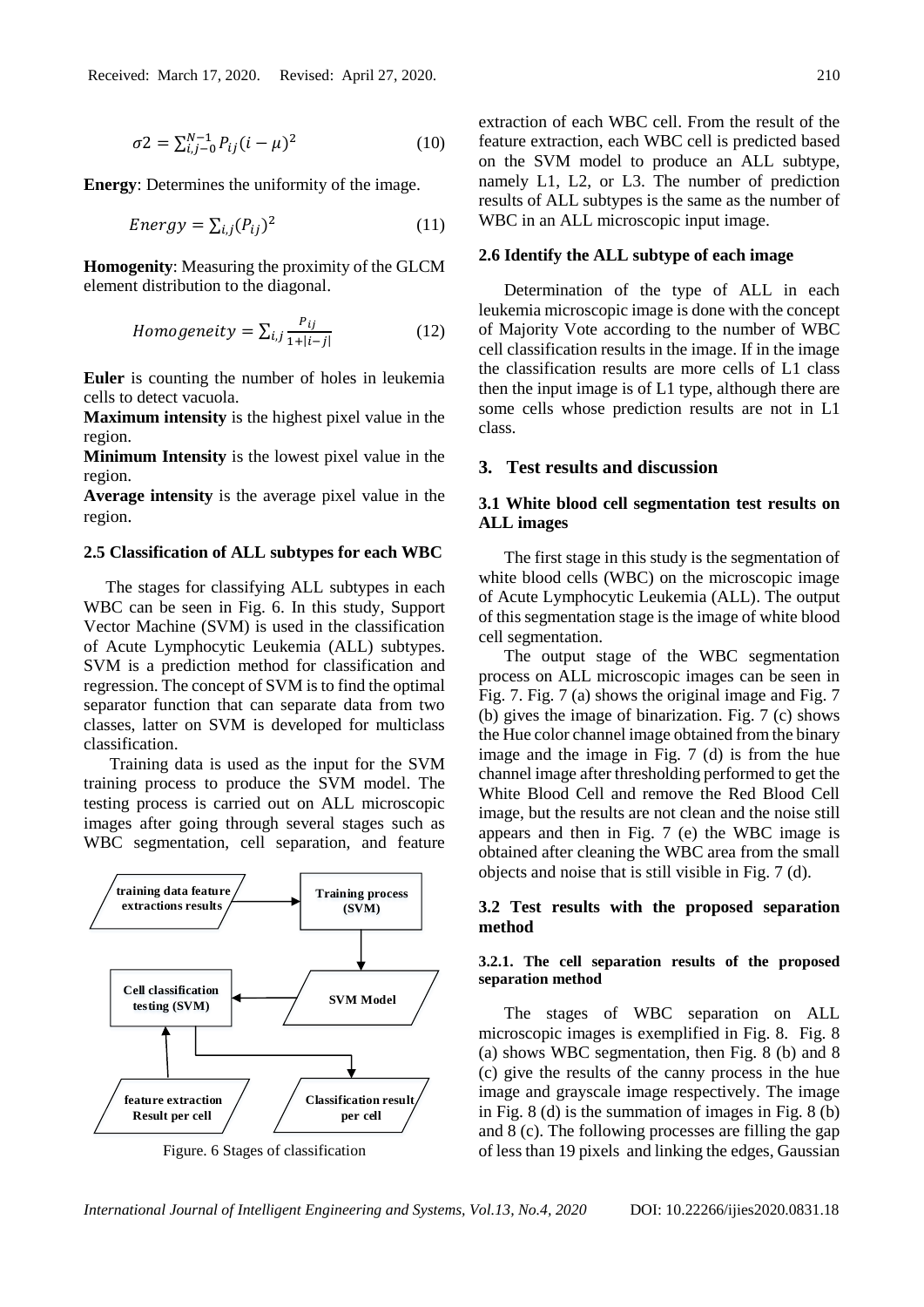$$\sigma 2 = \sum_{i,j-0}^{N-1} P_{ij}(i-\mu)^2 \qquad (10)$$

**Energy**: Determines the uniformity of the image.

$$Energy = \sum_{i,j}(P_{ij})^2 \qquad (11)$$

**Homogenity**: Measuring the proximity of the GLCM element distribution to the diagonal.

$$Homogeneity = \sum_{i,j} \frac{P_{ij}}{1+|i-j|} \qquad (12)$$

**Euler** is counting the number of holes in leukemia cells to detect vacuola.

**Maximum intensity** is the highest pixel value in the region.

**Minimum Intensity** is the lowest pixel value in the region.

**Average intensity** is the average pixel value in the region.

### 2.5 Classification of ALL subtypes for each WBC

The stages for classifying ALL subtypes in each WBC can be seen in Fig. 6. In this study, Support Vector Machine (SVM) is used in the classification of Acute Lymphocytic Leukemia (ALL) subtypes. SVM is a prediction method for classification and regression. The concept of SVM is to find the optimal separator function that can separate data from two classes, latter on SVM is developed for multiclass classification.

Training data is used as the input for the SVM training process to produce the SVM model. The testing process is carried out on ALL microscopic images after going through several stages such as WBC segmentation, cell separation, and feature extraction of each WBC cell. From the result of the feature extraction, each WBC cell is predicted based on the SVM model to produce an ALL subtype, namely L1, L2, or L3. The number of prediction results of ALL subtypes is the same as the number of WBC in an ALL microscopic input image.

training data feature extractions results → Training process (SVM) → SVM Model → Cell classification testing (SVM) ← feature extraction Result per cell; Cell classification testing (SVM) → Classification result per cell

Figure. 6 Stages of classification

### 2.6 Identify the ALL subtype of each image

Determination of the type of ALL in each leukemia microscopic image is done with the concept of Majority Vote according to the number of WBC cell classification results in the image. If in the image the classification results are more cells of L1 class then the input image is of L1 type, although there are some cells whose prediction results are not in L1 class.

## 3. Test results and discussion

### 3.1 White blood cell segmentation test results on ALL images

The first stage in this study is the segmentation of white blood cells (WBC) on the microscopic image of Acute Lymphocytic Leukemia (ALL). The output of this segmentation stage is the image of white blood cell segmentation.

The output stage of the WBC segmentation process on ALL microscopic images can be seen in Fig. 7. Fig. 7 (a) shows the original image and Fig. 7 (b) gives the image of binarization. Fig. 7 (c) shows the Hue color channel image obtained from the binary image and the image in Fig. 7 (d) is from the hue channel image after thresholding performed to get the White Blood Cell and remove the Red Blood Cell image, but the results are not clean and the noise still appears and then in Fig. 7 (e) the WBC image is obtained after cleaning the WBC area from the small objects and noise that is still visible in Fig. 7 (d).

### 3.2 Test results with the proposed separation method

#### 3.2.1. The cell separation results of the proposed separation method

The stages of WBC separation on ALL microscopic images is exemplified in Fig. 8. Fig. 8 (a) shows WBC segmentation, then Fig. 8 (b) and 8 (c) give the results of the canny process in the hue image and grayscale image respectively. The image in Fig. 8 (d) is the summation of images in Fig. 8 (b) and 8 (c). The following processes are filling the gap of less than 19 pixels and linking the edges, Gaussian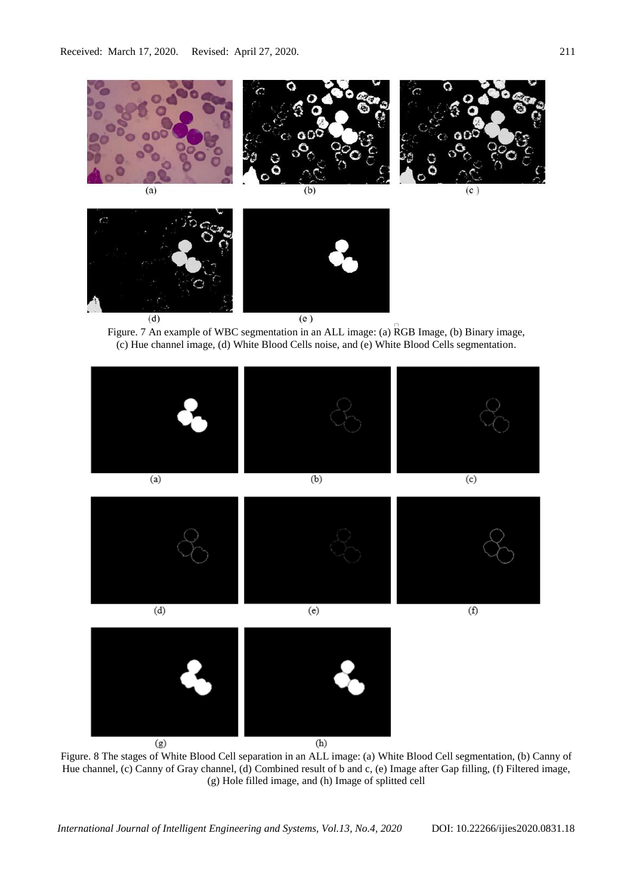Figure. 7 An example of WBC segmentation in an ALL image: (a) RGB Image, (b) Binary image, (c) Hue channel image, (d) White Blood Cells noise, and (e) White Blood Cells segmentation.

Figure. 8 The stages of White Blood Cell separation in an ALL image: (a) White Blood Cell segmentation, (b) Canny of Hue channel, (c) Canny of Gray channel, (d) Combined result of b and c, (e) Image after Gap filling, (f) Filtered image, (g) Hole filled image, and (h) Image of splitted cell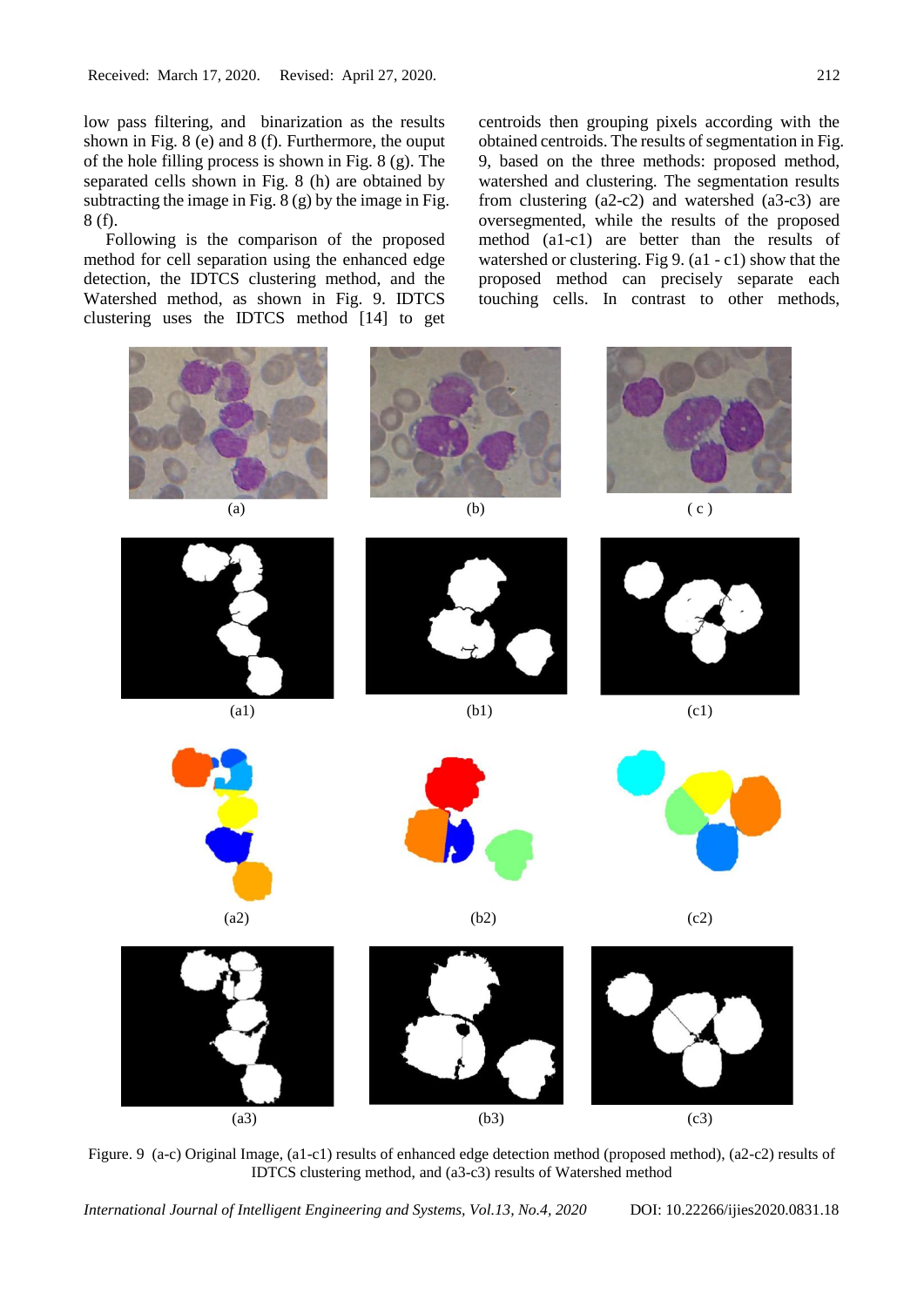low pass filtering, and binarization as the results shown in Fig. 8 (e) and 8 (f). Furthermore, the ouput of the hole filling process is shown in Fig. 8 (g). The separated cells shown in Fig. 8 (h) are obtained by subtracting the image in Fig. 8 (g) by the image in Fig. 8 (f).

Following is the comparison of the proposed method for cell separation using the enhanced edge detection, the IDTCS clustering method, and the Watershed method, as shown in Fig. 9. IDTCS clustering uses the IDTCS method [14] to get centroids then grouping pixels according with the obtained centroids. The results of segmentation in Fig. 9, based on the three methods: proposed method, watershed and clustering. The segmentation results from clustering (a2-c2) and watershed (a3-c3) are oversegmented, while the results of the proposed method (a1-c1) are better than the results of watershed or clustering. Fig 9. (a1 - c1) show that the proposed method can precisely separate each touching cells. In contrast to other methods,

Figure. 9 (a-c) Original Image, (a1-c1) results of enhanced edge detection method (proposed method), (a2-c2) results of IDTCS clustering method, and (a3-c3) results of Watershed method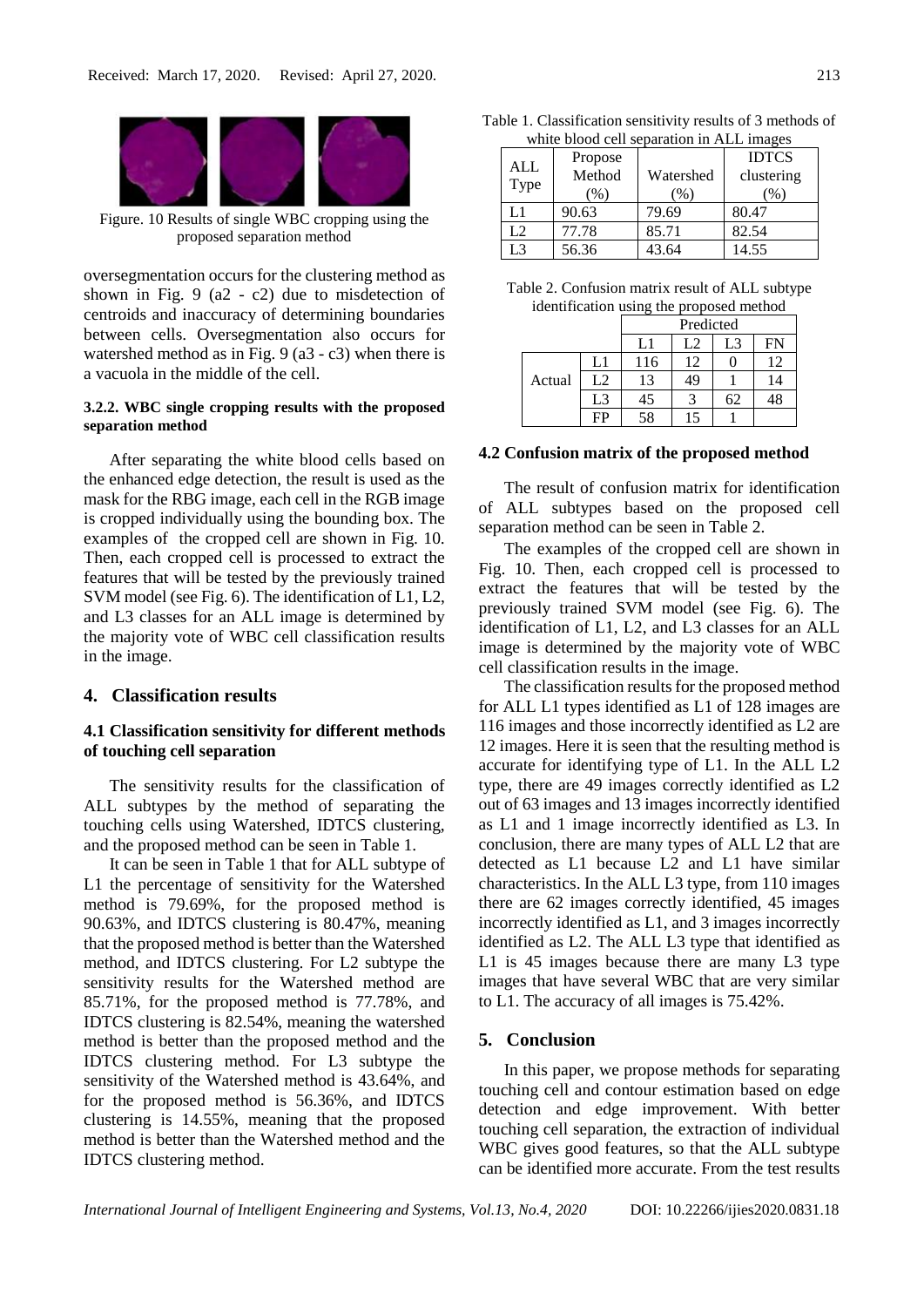Figure. 10 Results of single WBC cropping using the proposed separation method

oversegmentation occurs for the clustering method as shown in Fig. 9 (a2 - c2) due to misdetection of centroids and inaccuracy of determining boundaries between cells. Oversegmentation also occurs for watershed method as in Fig. 9 (a3 - c3) when there is a vacuola in the middle of the cell.

#### 3.2.2. WBC single cropping results with the proposed separation method

After separating the white blood cells based on the enhanced edge detection, the result is used as the mask for the RBG image, each cell in the RGB image is cropped individually using the bounding box. The examples of the cropped cell are shown in Fig. 10. Then, each cropped cell is processed to extract the features that will be tested by the previously trained SVM model (see Fig. 6). The identification of L1, L2, and L3 classes for an ALL image is determined by the majority vote of WBC cell classification results in the image.

## 4. Classification results

### 4.1 Classification sensitivity for different methods of touching cell separation

The sensitivity results for the classification of ALL subtypes by the method of separating the touching cells using Watershed, IDTCS clustering, and the proposed method can be seen in Table 1.

It can be seen in Table 1 that for ALL subtype of L1 the percentage of sensitivity for the Watershed method is 79.69%, for the proposed method is 90.63%, and IDTCS clustering is 80.47%, meaning that the proposed method is better than the Watershed method, and IDTCS clustering. For L2 subtype the sensitivity results for the Watershed method are 85.71%, for the proposed method is 77.78%, and IDTCS clustering is 82.54%, meaning the watershed method is better than the proposed method and the IDTCS clustering method. For L3 subtype the sensitivity of the Watershed method is 43.64%, and for the proposed method is 56.36%, and IDTCS clustering is 14.55%, meaning that the proposed method is better than the Watershed method and the IDTCS clustering method.

Table 1. Classification sensitivity results of 3 methods of white blood cell separation in ALL images

| ALL Type | Propose Method (%) | Watershed (%) | IDTCS clustering (%) |
|---|---|---|---|
| L1 | 90.63 | 79.69 | 80.47 |
| L2 | 77.78 | 85.71 | 82.54 |
| L3 | 56.36 | 43.64 | 14.55 |

Table 2. Confusion matrix result of ALL subtype identification using the proposed method

| | | Predicted | | | |
|---|---|---|---|---|---|
| | | L1 | L2 | L3 | FN |
| Actual | L1 | 116 | 12 | 0 | 12 |
| | L2 | 13 | 49 | 1 | 14 |
| | L3 | 45 | 3 | 62 | 48 |
| | FP | 58 | 15 | 1 | |

### 4.2 Confusion matrix of the proposed method

The result of confusion matrix for identification of ALL subtypes based on the proposed cell separation method can be seen in Table 2.

The examples of the cropped cell are shown in Fig. 10. Then, each cropped cell is processed to extract the features that will be tested by the previously trained SVM model (see Fig. 6). The identification of L1, L2, and L3 classes for an ALL image is determined by the majority vote of WBC cell classification results in the image.

The classification results for the proposed method for ALL L1 types identified as L1 of 128 images are 116 images and those incorrectly identified as L2 are 12 images. Here it is seen that the resulting method is accurate for identifying type of L1. In the ALL L2 type, there are 49 images correctly identified as L2 out of 63 images and 13 images incorrectly identified as L1 and 1 image incorrectly identified as L3. In conclusion, there are many types of ALL L2 that are detected as L1 because L2 and L1 have similar characteristics. In the ALL L3 type, from 110 images there are 62 images correctly identified, 45 images incorrectly identified as L1, and 3 images incorrectly identified as L2. The ALL L3 type that identified as L1 is 45 images because there are many L3 type images that have several WBC that are very similar to L1. The accuracy of all images is 75.42%.

## 5. Conclusion

In this paper, we propose methods for separating touching cell and contour estimation based on edge detection and edge improvement. With better touching cell separation, the extraction of individual WBC gives good features, so that the ALL subtype can be identified more accurate. From the test results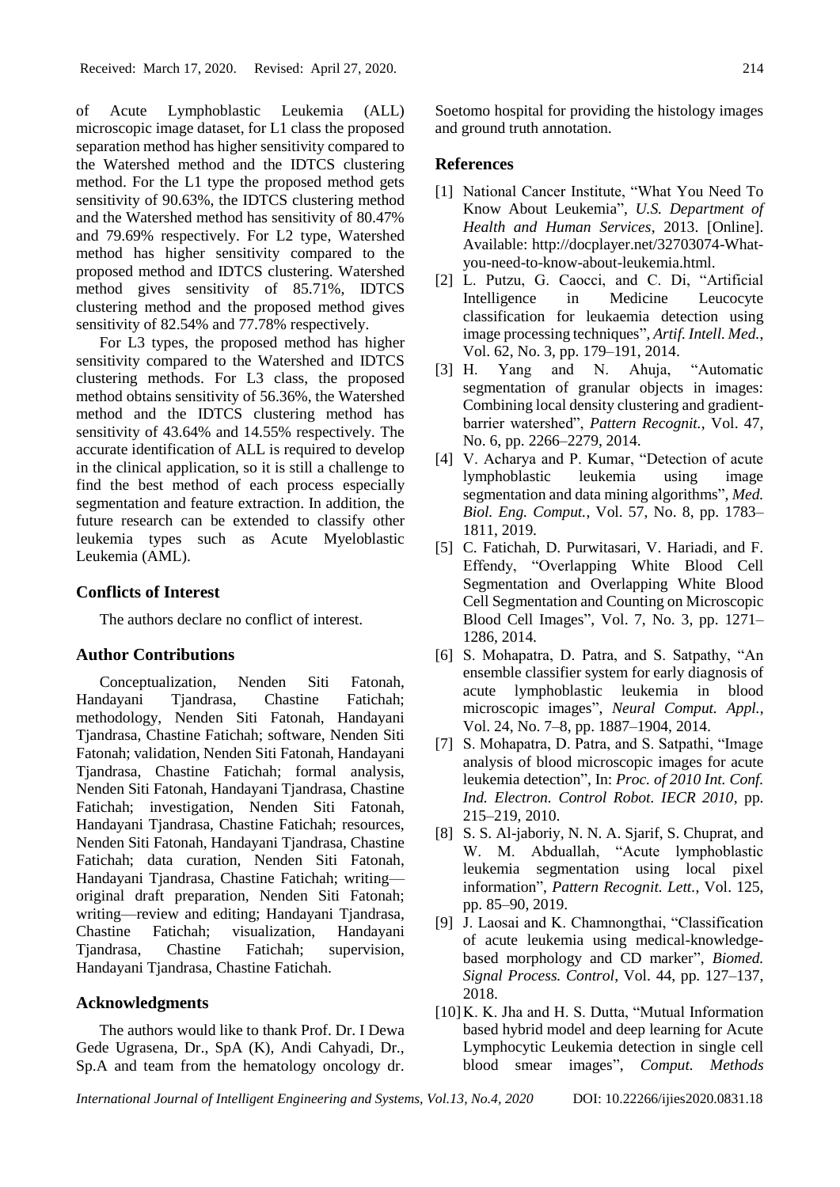of Acute Lymphoblastic Leukemia (ALL) microscopic image dataset, for L1 class the proposed separation method has higher sensitivity compared to the Watershed method and the IDTCS clustering method. For the L1 type the proposed method gets sensitivity of 90.63%, the IDTCS clustering method and the Watershed method has sensitivity of 80.47% and 79.69% respectively. For L2 type, Watershed method has higher sensitivity compared to the proposed method and IDTCS clustering. Watershed method gives sensitivity of 85.71%, IDTCS clustering method and the proposed method gives sensitivity of 82.54% and 77.78% respectively.

For L3 types, the proposed method has higher sensitivity compared to the Watershed and IDTCS clustering methods. For L3 class, the proposed method obtains sensitivity of 56.36%, the Watershed method and the IDTCS clustering method has sensitivity of 43.64% and 14.55% respectively. The accurate identification of ALL is required to develop in the clinical application, so it is still a challenge to find the best method of each process especially segmentation and feature extraction. In addition, the future research can be extended to classify other leukemia types such as Acute Myeloblastic Leukemia (AML).

## Conflicts of Interest

The authors declare no conflict of interest.

## Author Contributions

Conceptualization, Nenden Siti Fatonah, Handayani Tjandrasa, Chastine Fatichah; methodology, Nenden Siti Fatonah, Handayani Tjandrasa, Chastine Fatichah; software, Nenden Siti Fatonah; validation, Nenden Siti Fatonah, Handayani Tjandrasa, Chastine Fatichah; formal analysis, Nenden Siti Fatonah, Handayani Tjandrasa, Chastine Fatichah; investigation, Nenden Siti Fatonah, Handayani Tjandrasa, Chastine Fatichah; resources, Nenden Siti Fatonah, Handayani Tjandrasa, Chastine Fatichah; data curation, Nenden Siti Fatonah, Handayani Tjandrasa, Chastine Fatichah; writing—original draft preparation, Nenden Siti Fatonah; writing—review and editing; Handayani Tjandrasa, Chastine Fatichah; visualization, Handayani Tjandrasa, Chastine Fatichah; supervision, Handayani Tjandrasa, Chastine Fatichah.

## Acknowledgments

The authors would like to thank Prof. Dr. I Dewa Gede Ugrasena, Dr., SpA (K), Andi Cahyadi, Dr., Sp.A and team from the hematology oncology dr. Soetomo hospital for providing the histology images and ground truth annotation.

## References

[1] National Cancer Institute, "What You Need To Know About Leukemia", *U.S. Department of Health and Human Services*, 2013. [Online]. Available: http://docplayer.net/32703074-What-you-need-to-know-about-leukemia.html.

[2] L. Putzu, G. Caocci, and C. Di, "Artificial Intelligence in Medicine Leucocyte classification for leukaemia detection using image processing techniques", *Artif. Intell. Med.*, Vol. 62, No. 3, pp. 179–191, 2014.

[3] H. Yang and N. Ahuja, "Automatic segmentation of granular objects in images: Combining local density clustering and gradient-barrier watershed", *Pattern Recognit.*, Vol. 47, No. 6, pp. 2266–2279, 2014.

[4] V. Acharya and P. Kumar, "Detection of acute lymphoblastic leukemia using image segmentation and data mining algorithms", *Med. Biol. Eng. Comput.*, Vol. 57, No. 8, pp. 1783–1811, 2019.

[5] C. Fatichah, D. Purwitasari, V. Hariadi, and F. Effendy, "Overlapping White Blood Cell Segmentation and Overlapping White Blood Cell Segmentation and Counting on Microscopic Blood Cell Images", Vol. 7, No. 3, pp. 1271–1286, 2014.

[6] S. Mohapatra, D. Patra, and S. Satpathy, "An ensemble classifier system for early diagnosis of acute lymphoblastic leukemia in blood microscopic images", *Neural Comput. Appl.*, Vol. 24, No. 7–8, pp. 1887–1904, 2014.

[7] S. Mohapatra, D. Patra, and S. Satpathi, "Image analysis of blood microscopic images for acute leukemia detection", In: *Proc. of 2010 Int. Conf. Ind. Electron. Control Robot. IECR 2010*, pp. 215–219, 2010.

[8] S. S. Al-jaboriy, N. N. A. Sjarif, S. Chuprat, and W. M. Abduallah, "Acute lymphoblastic leukemia segmentation using local pixel information", *Pattern Recognit. Lett.*, Vol. 125, pp. 85–90, 2019.

[9] J. Laosai and K. Chamnongthai, "Classification of acute leukemia using medical-knowledge-based morphology and CD marker", *Biomed. Signal Process. Control*, Vol. 44, pp. 127–137, 2018.

[10] K. K. Jha and H. S. Dutta, "Mutual Information based hybrid model and deep learning for Acute Lymphocytic Leukemia detection in single cell blood smear images", *Comput. Methods*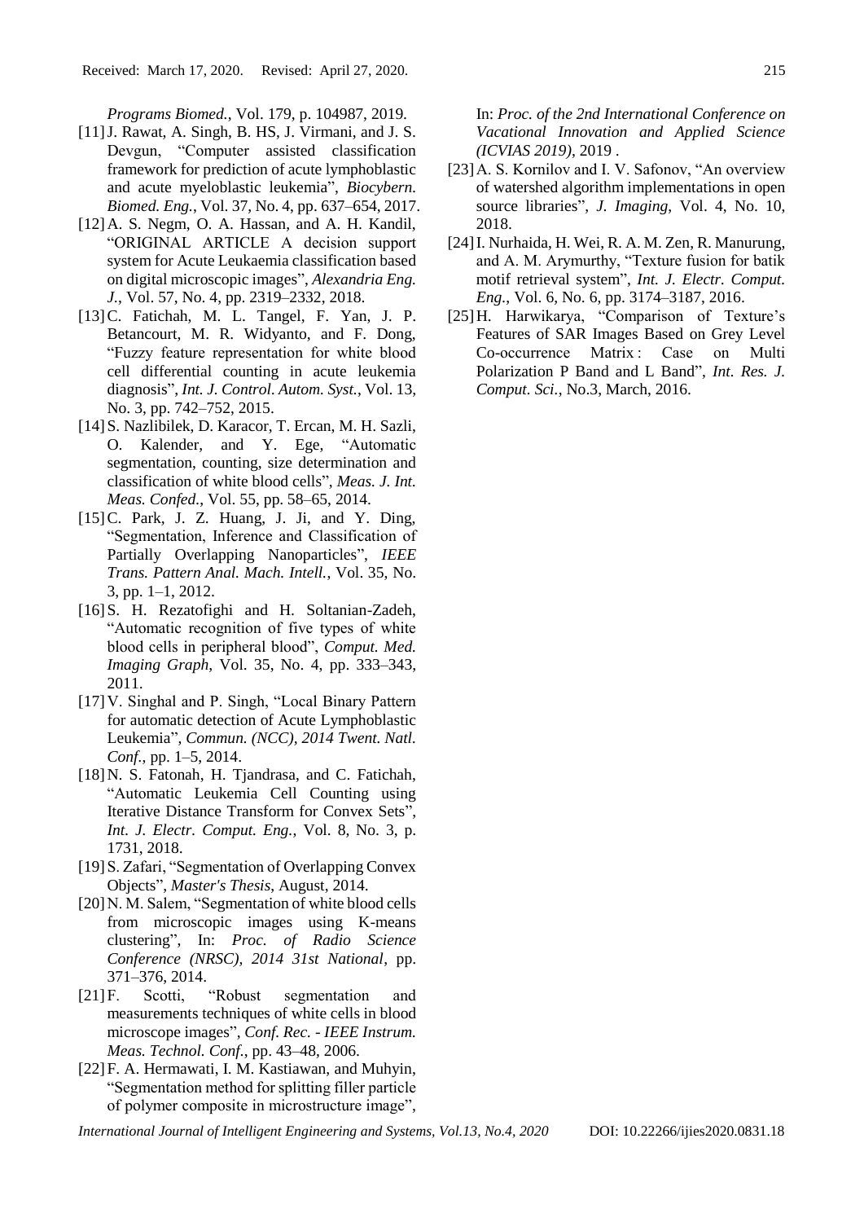*Programs Biomed.*, Vol. 179, p. 104987, 2019.

[11] J. Rawat, A. Singh, B. HS, J. Virmani, and J. S. Devgun, "Computer assisted classification framework for prediction of acute lymphoblastic and acute myeloblastic leukemia", *Biocybern. Biomed. Eng.*, Vol. 37, No. 4, pp. 637–654, 2017.

[12] A. S. Negm, O. A. Hassan, and A. H. Kandil, "ORIGINAL ARTICLE A decision support system for Acute Leukaemia classification based on digital microscopic images", *Alexandria Eng. J.*, Vol. 57, No. 4, pp. 2319–2332, 2018.

[13] C. Fatichah, M. L. Tangel, F. Yan, J. P. Betancourt, M. R. Widyanto, and F. Dong, "Fuzzy feature representation for white blood cell differential counting in acute leukemia diagnosis", *Int. J. Control. Autom. Syst.*, Vol. 13, No. 3, pp. 742–752, 2015.

[14] S. Nazlibilek, D. Karacor, T. Ercan, M. H. Sazli, O. Kalender, and Y. Ege, "Automatic segmentation, counting, size determination and classification of white blood cells", *Meas. J. Int. Meas. Confed.*, Vol. 55, pp. 58–65, 2014.

[15] C. Park, J. Z. Huang, J. Ji, and Y. Ding, "Segmentation, Inference and Classification of Partially Overlapping Nanoparticles", *IEEE Trans. Pattern Anal. Mach. Intell.*, Vol. 35, No. 3, pp. 1–1, 2012.

[16] S. H. Rezatofighi and H. Soltanian-Zadeh, "Automatic recognition of five types of white blood cells in peripheral blood", *Comput. Med. Imaging Graph*, Vol. 35, No. 4, pp. 333–343, 2011.

[17] V. Singhal and P. Singh, "Local Binary Pattern for automatic detection of Acute Lymphoblastic Leukemia", *Commun. (NCC), 2014 Twent. Natl. Conf.*, pp. 1–5, 2014.

[18] N. S. Fatonah, H. Tjandrasa, and C. Fatichah, "Automatic Leukemia Cell Counting using Iterative Distance Transform for Convex Sets", *Int. J. Electr. Comput. Eng.*, Vol. 8, No. 3, p. 1731, 2018.

[19] S. Zafari, "Segmentation of Overlapping Convex Objects", *Master's Thesis*, August, 2014.

[20] N. M. Salem, "Segmentation of white blood cells from microscopic images using K-means clustering", In: *Proc. of Radio Science Conference (NRSC), 2014 31st National*, pp. 371–376, 2014.

[21] F. Scotti, "Robust segmentation and measurements techniques of white cells in blood microscope images", *Conf. Rec. - IEEE Instrum. Meas. Technol. Conf.*, pp. 43–48, 2006.

[22] F. A. Hermawati, I. M. Kastiawan, and Muhyin, "Segmentation method for splitting filler particle of polymer composite in microstructure image", In: *Proc. of the 2nd International Conference on Vacational Innovation and Applied Science (ICVIAS 2019)*, 2019 .

[23] A. S. Kornilov and I. V. Safonov, "An overview of watershed algorithm implementations in open source libraries", *J. Imaging*, Vol. 4, No. 10, 2018.

[24] I. Nurhaida, H. Wei, R. A. M. Zen, R. Manurung, and A. M. Arymurthy, "Texture fusion for batik motif retrieval system", *Int. J. Electr. Comput. Eng.*, Vol. 6, No. 6, pp. 3174–3187, 2016.

[25] H. Harwikarya, "Comparison of Texture's Features of SAR Images Based on Grey Level Co-occurrence Matrix : Case on Multi Polarization P Band and L Band", *Int. Res. J. Comput. Sci.*, No.3, March, 2016.